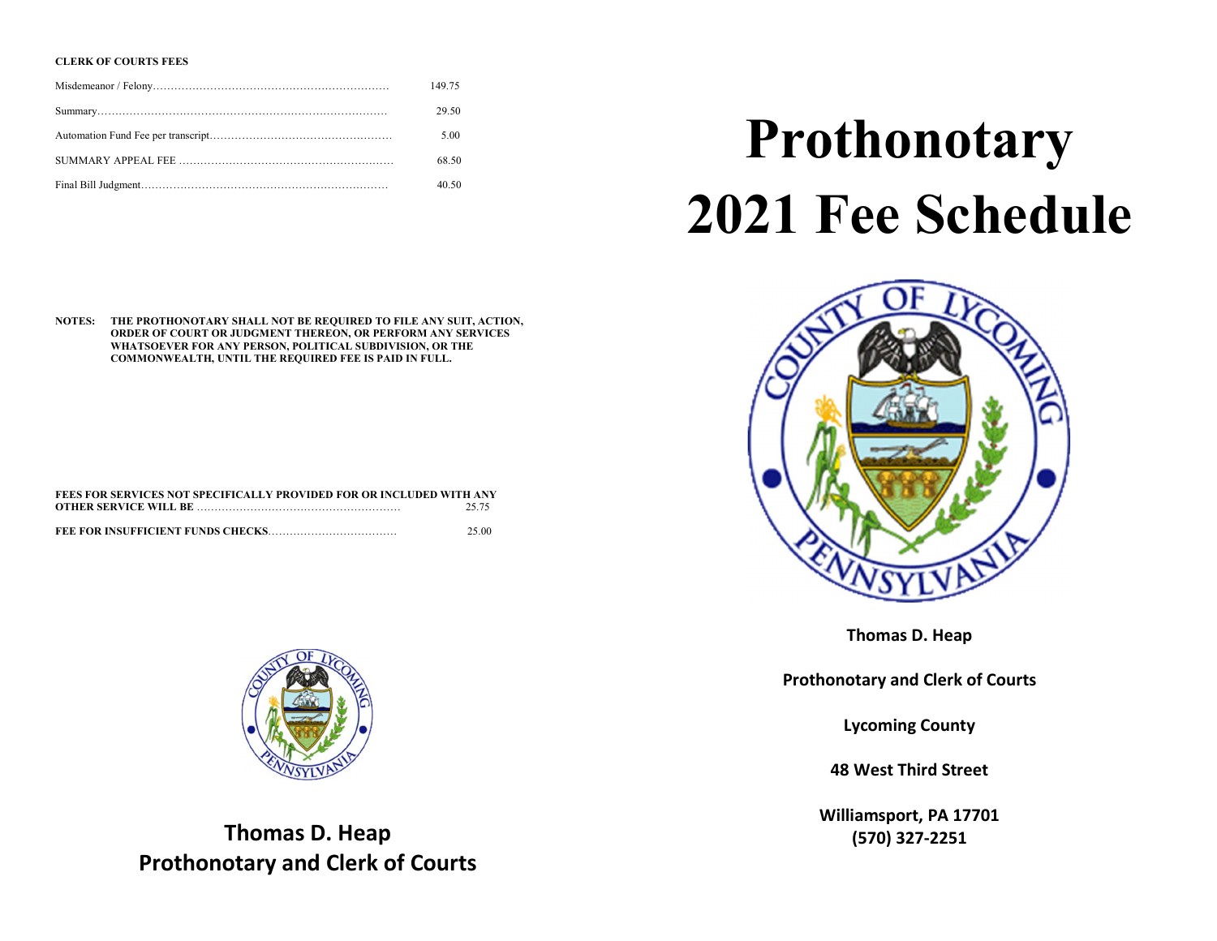**CLERK OF COURTS FEES**

| | |
|---|---|
| Misdemeanor / Felony | 149.75 |
| Summary | 29.50 |
| Automation Fund Fee per transcript | 5.00 |
| SUMMARY APPEAL FEE | 68.50 |
| Final Bill Judgment | 40.50 |

**NOTES: THE PROTHONOTARY SHALL NOT BE REQUIRED TO FILE ANY SUIT, ACTION, ORDER OF COURT OR JUDGMENT THEREON, OR PERFORM ANY SERVICES WHATSOEVER FOR ANY PERSON, POLITICAL SUBDIVISION, OR THE COMMONWEALTH, UNTIL THE REQUIRED FEE IS PAID IN FULL.**

| | |
|---|---|
| **FEES FOR SERVICES NOT SPECIFICALLY PROVIDED FOR OR INCLUDED WITH ANY OTHER SERVICE WILL BE** | 25.75 |
| **FEE FOR INSUFFICIENT FUNDS CHECKS** | 25.00 |

**Thomas D. Heap**
**Prothonotary and Clerk of Courts**

# Prothonotary 2021 Fee Schedule

**Thomas D. Heap**

**Prothonotary and Clerk of Courts**

**Lycoming County**

**48 West Third Street**

**Williamsport, PA 17701**
**(570) 327-2251**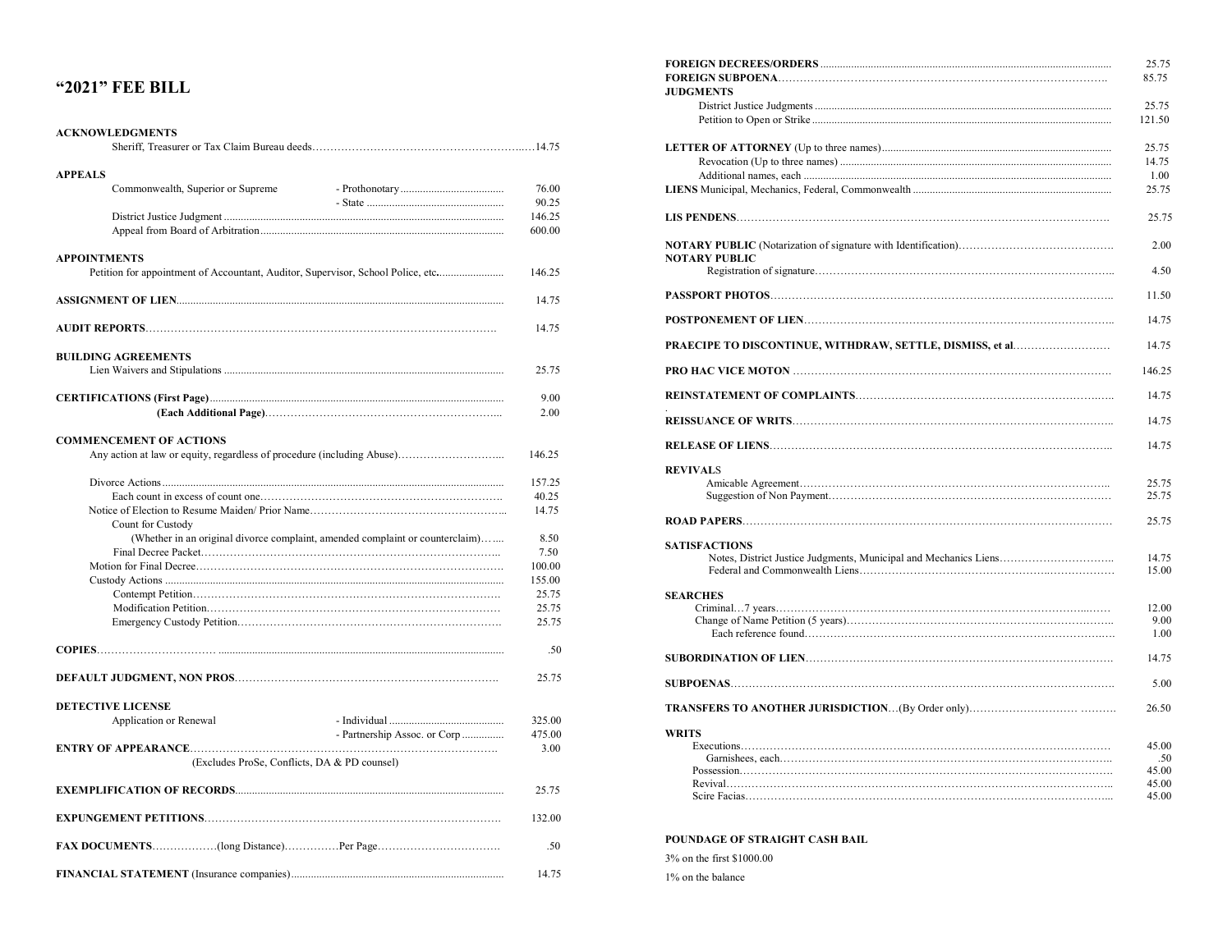# "2021" FEE BILL

**ACKNOWLEDGMENTS**

| | | |
|---|---|---|
| Sheriff, Treasurer or Tax Claim Bureau deeds | | 14.75 |

**APPEALS**

| | | |
|---|---|---|
| Commonwealth, Superior or Supreme | - Prothonotary | 76.00 |
| | - State | 90.25 |
| District Justice Judgment | | 146.25 |
| Appeal from Board of Arbitration | | 600.00 |

**APPOINTMENTS**

| | |
|---|---|
| Petition for appointment of Accountant, Auditor, Supervisor, School Police, etc. | 146.25 |

| | |
|---|---|
| **ASSIGNMENT OF LIEN** | 14.75 |
| **AUDIT REPORTS** | 14.75 |

**BUILDING AGREEMENTS**

| | |
|---|---|
| Lien Waivers and Stipulations | 25.75 |

| | |
|---|---|
| **CERTIFICATIONS (First Page)** | 9.00 |
| **(Each Additional Page)** | 2.00 |

**COMMENCEMENT OF ACTIONS**

| | |
|---|---|
| Any action at law or equity, regardless of procedure (including Abuse) | 146.25 |
| Divorce Actions | 157.25 |
| Each count in excess of count one | 40.25 |
| Notice of Election to Resume Maiden/ Prior Name | 14.75 |
| Count for Custody (Whether in an original divorce complaint, amended complaint or counterclaim) | 8.50 |
| Final Decree Packet | 7.50 |
| Motion for Final Decree | 100.00 |
| Custody Actions | 155.00 |
| Contempt Petition | 25.75 |
| Modification Petition | 25.75 |
| Emergency Custody Petition | 25.75 |

| | |
|---|---|
| **COPIES** | .50 |
| **DEFAULT JUDGMENT, NON PROS** | 25.75 |

**DETECTIVE LICENSE**

| | | |
|---|---|---|
| Application or Renewal | - Individual | 325.00 |
| | - Partnership Assoc. or Corp | 475.00 |

| | |
|---|---|
| **ENTRY OF APPEARANCE** (Excludes ProSe, Conflicts, DA & PD counsel) | 3.00 |
| **EXEMPLIFICATION OF RECORDS** | 25.75 |
| **EXPUNGEMENT PETITIONS** | 132.00 |
| **FAX DOCUMENTS** (long Distance) Per Page | .50 |
| **FINANCIAL STATEMENT** (Insurance companies) | 14.75 |
| **FOREIGN DECREES/ORDERS** | 25.75 |
| **FOREIGN SUBPOENA** | 85.75 |

**JUDGMENTS**

| | |
|---|---|
| District Justice Judgments | 25.75 |
| Petition to Open or Strike | 121.50 |

| | |
|---|---|
| **LETTER OF ATTORNEY** (Up to three names) | 25.75 |
| Revocation (Up to three names) | 14.75 |
| Additional names, each | 1.00 |
| **LIENS** Municipal, Mechanics, Federal, Commonwealth | 25.75 |
| **LIS PENDENS** | 25.75 |
| **NOTARY PUBLIC** (Notarization of signature with Identification) | 2.00 |
| **NOTARY PUBLIC** Registration of signature | 4.50 |
| **PASSPORT PHOTOS** | 11.50 |
| **POSTPONEMENT OF LIEN** | 14.75 |
| **PRAECIPE TO DISCONTINUE, WITHDRAW, SETTLE, DISMISS, et al.** | 14.75 |
| **PRO HAC VICE MOTON** | 146.25 |
| **REINSTATEMENT OF COMPLAINTS** | 14.75 |
| **REISSUANCE OF WRITS** | 14.75 |
| **RELEASE OF LIENS** | 14.75 |

**REVIVALS**

| | |
|---|---|
| Amicable Agreement | 25.75 |
| Suggestion of Non Payment | 25.75 |

| | |
|---|---|
| **ROAD PAPERS** | 25.75 |

**SATISFACTIONS**

| | |
|---|---|
| Notes, District Justice Judgments, Municipal and Mechanics Liens | 14.75 |
| Federal and Commonwealth Liens | 15.00 |

**SEARCHES**

| | |
|---|---|
| Criminal…7 years | 12.00 |
| Change of Name Petition (5 years) | 9.00 |
| Each reference found | 1.00 |

| | |
|---|---|
| **SUBORDINATION OF LIEN** | 14.75 |
| **SUBPOENAS** | 5.00 |
| **TRANSFERS TO ANOTHER JURISDICTION**…(By Order only) | 26.50 |

**WRITS**

| | |
|---|---|
| Executions | 45.00 |
| Garnishees, each | .50 |
| Possession | 45.00 |
| Revival | 45.00 |
| Scire Facias | 45.00 |

**POUNDAGE OF STRAIGHT CASH BAIL**

3% on the first $1000.00

1% on the balance